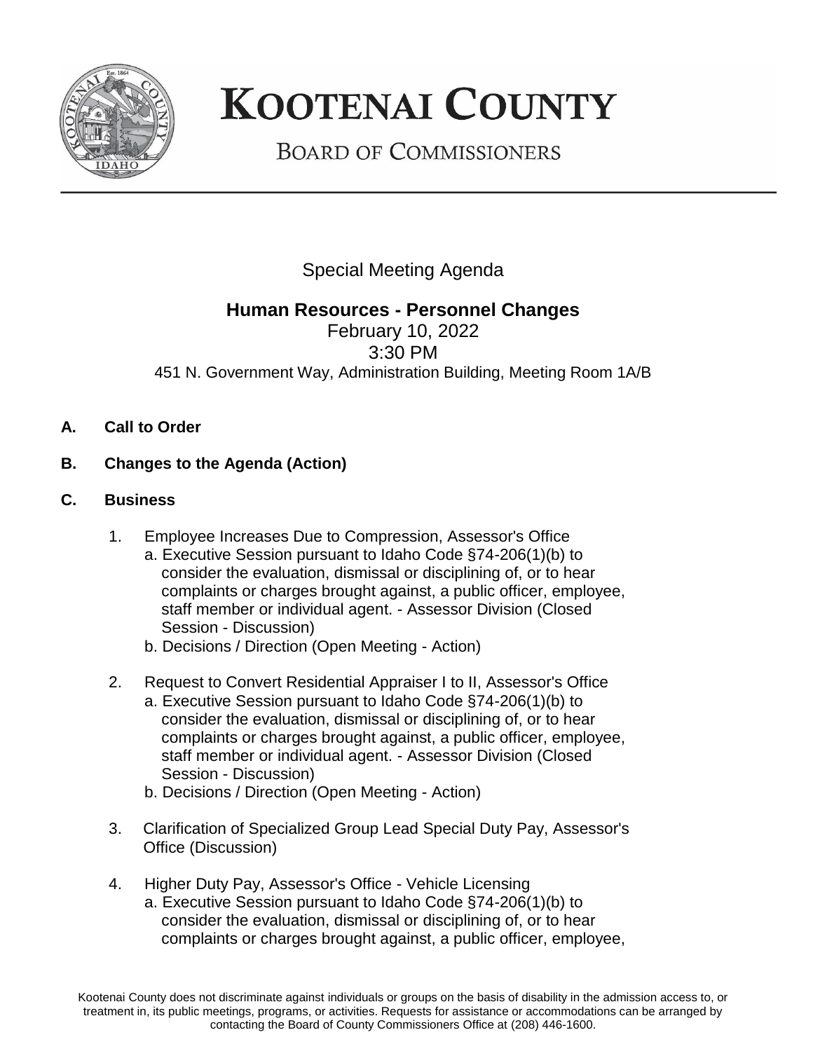# KOOTENAI COUNTY

## BOARD OF COMMISSIONERS

Special Meeting Agenda

**Human Resources - Personnel Changes**

February 10, 2022

3:30 PM

451 N. Government Way, Administration Building, Meeting Room 1A/B

**A. Call to Order**

**B. Changes to the Agenda (Action)**

**C. Business**

1. Employee Increases Due to Compression, Assessor's Office
   a. Executive Session pursuant to Idaho Code §74-206(1)(b) to consider the evaluation, dismissal or disciplining of, or to hear complaints or charges brought against, a public officer, employee, staff member or individual agent. - Assessor Division (Closed Session - Discussion)
   b. Decisions / Direction (Open Meeting - Action)

2. Request to Convert Residential Appraiser I to II, Assessor's Office
   a. Executive Session pursuant to Idaho Code §74-206(1)(b) to consider the evaluation, dismissal or disciplining of, or to hear complaints or charges brought against, a public officer, employee, staff member or individual agent. - Assessor Division (Closed Session - Discussion)
   b. Decisions / Direction (Open Meeting - Action)

3. Clarification of Specialized Group Lead Special Duty Pay, Assessor's Office (Discussion)

4. Higher Duty Pay, Assessor's Office - Vehicle Licensing
   a. Executive Session pursuant to Idaho Code §74-206(1)(b) to consider the evaluation, dismissal or disciplining of, or to hear complaints or charges brought against, a public officer, employee,

Kootenai County does not discriminate against individuals or groups on the basis of disability in the admission access to, or treatment in, its public meetings, programs, or activities. Requests for assistance or accommodations can be arranged by contacting the Board of County Commissioners Office at (208) 446-1600.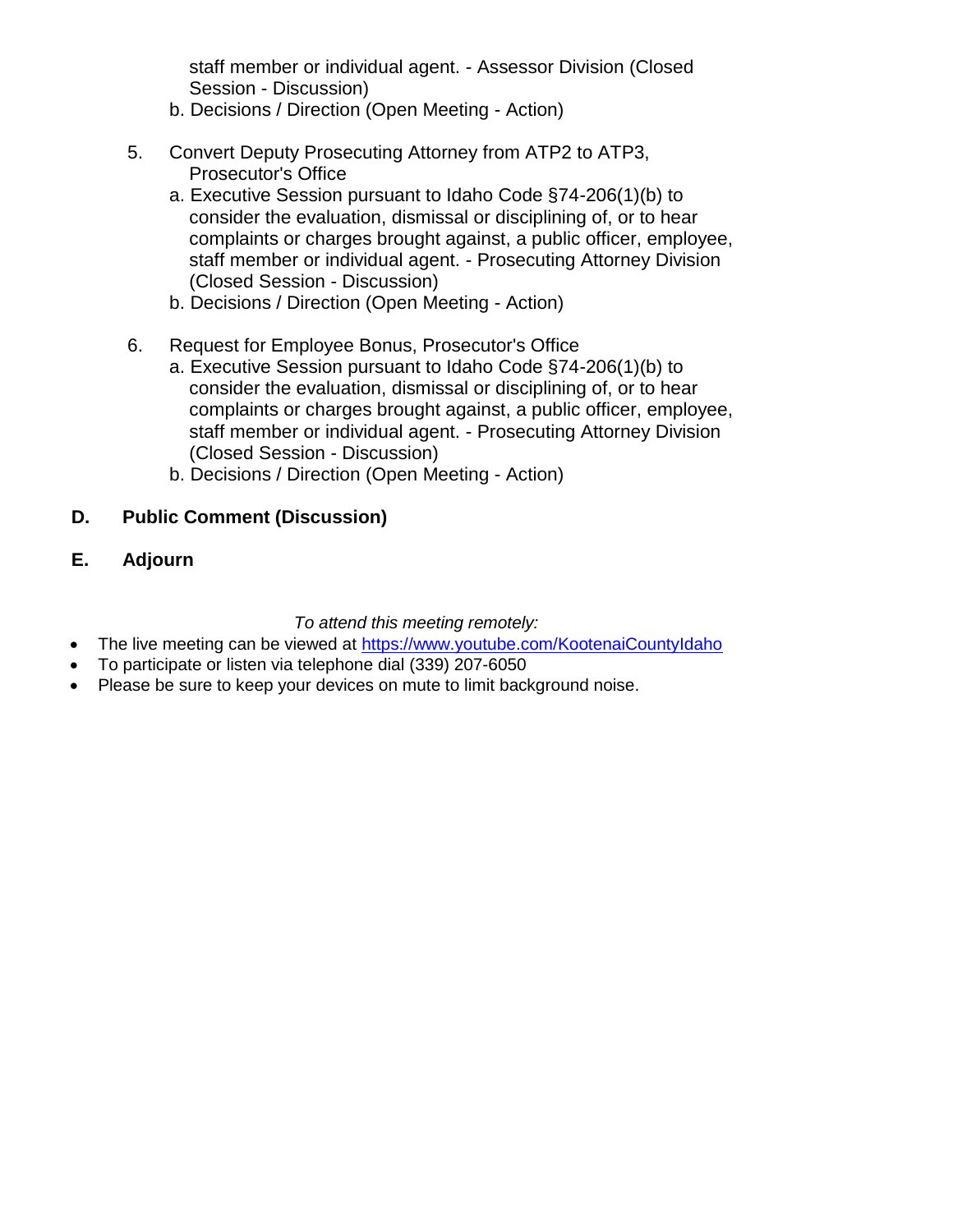staff member or individual agent. - Assessor Division (Closed Session - Discussion)

b. Decisions / Direction (Open Meeting - Action)

5. Convert Deputy Prosecuting Attorney from ATP2 to ATP3, Prosecutor's Office
   a. Executive Session pursuant to Idaho Code §74-206(1)(b) to consider the evaluation, dismissal or disciplining of, or to hear complaints or charges brought against, a public officer, employee, staff member or individual agent. - Prosecuting Attorney Division (Closed Session - Discussion)
   b. Decisions / Direction (Open Meeting - Action)

6. Request for Employee Bonus, Prosecutor's Office
   a. Executive Session pursuant to Idaho Code §74-206(1)(b) to consider the evaluation, dismissal or disciplining of, or to hear complaints or charges brought against, a public officer, employee, staff member or individual agent. - Prosecuting Attorney Division (Closed Session - Discussion)
   b. Decisions / Direction (Open Meeting - Action)

**D. Public Comment (Discussion)**

**E. Adjourn**

*To attend this meeting remotely:*

- The live meeting can be viewed at https://www.youtube.com/KootenaiCountyIdaho
- To participate or listen via telephone dial (339) 207-6050
- Please be sure to keep your devices on mute to limit background noise.